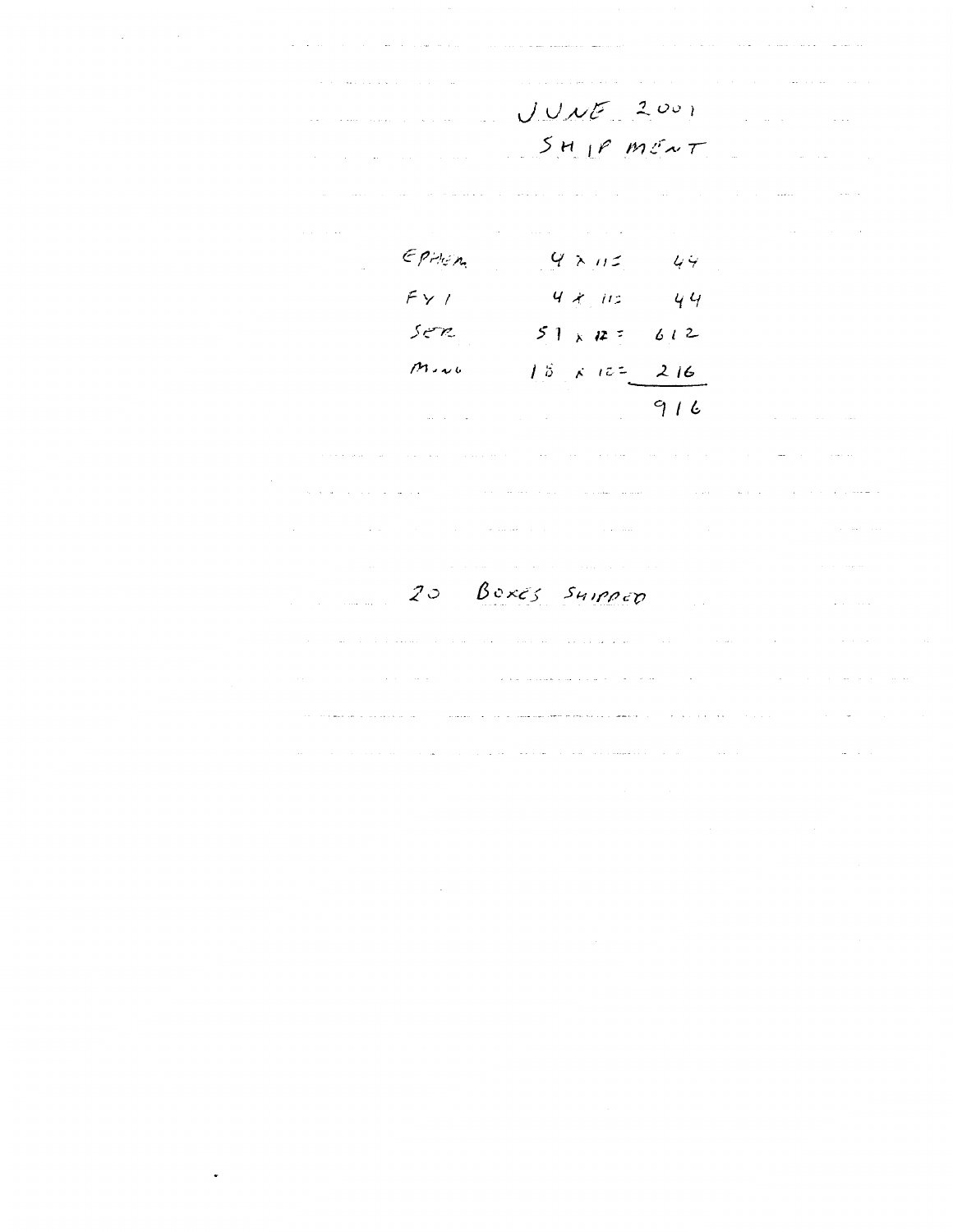JUNE 2001
SHIPMENT

| | | |
|---|---|---|
| EPHEM | 4 x 11 = | 44 |
| FYI | 4 x 11 = | 44 |
| SER | 51 x 12 = | 612 |
| MONO | 18 x 12 = | 216 |
| | | 916 |

20 BOXES SHIPPED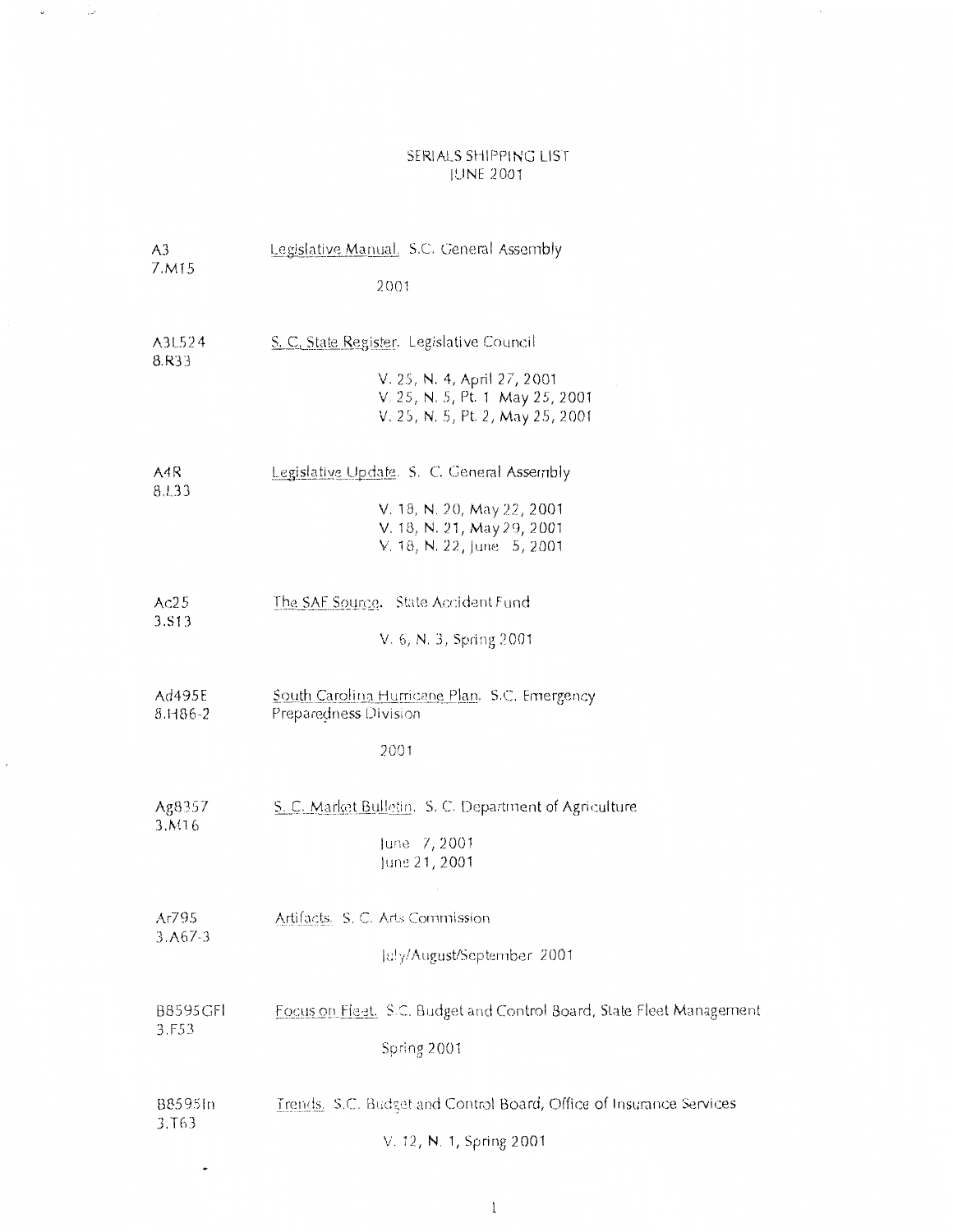# SERIALS SHIPPING LIST
## JUNE 2001

| Call Number | Title / Issues |
|---|---|
| A3 7.M15 | Legislative Manual. S.C. General Assembly<br>2001 |
| A3L524 8.R33 | S. C. State Register. Legislative Council<br>V. 25, N. 4, April 27, 2001<br>V. 25, N. 5, Pt. 1 May 25, 2001<br>V. 25, N. 5, Pt. 2, May 25, 2001 |
| A4R 8.L33 | Legislative Update. S. C. General Assembly<br>V. 18, N. 20, May 22, 2001<br>V. 18, N. 21, May 29, 2001<br>V. 18, N. 22, June 5, 2001 |
| Ac25 3.S13 | The SAF Source. State Accident Fund<br>V. 6, N. 3, Spring 2001 |
| Ad495E 8.H86-2 | South Carolina Hurricane Plan. S.C. Emergency Preparedness Division<br>2001 |
| Ag8357 3.M16 | S. C. Market Bulletin. S. C. Department of Agriculture<br>June 7, 2001<br>June 21, 2001 |
| Ar795 3.A67-3 | Artifacts. S. C. Arts Commission<br>July/August/September 2001 |
| B8595GFl 3.F53 | Focus on Fleet. S.C. Budget and Control Board, State Fleet Management<br>Spring 2001 |
| B8595In 3.T63 | Trends. S.C. Budget and Control Board, Office of Insurance Services<br>V. 12, N. 1, Spring 2001 |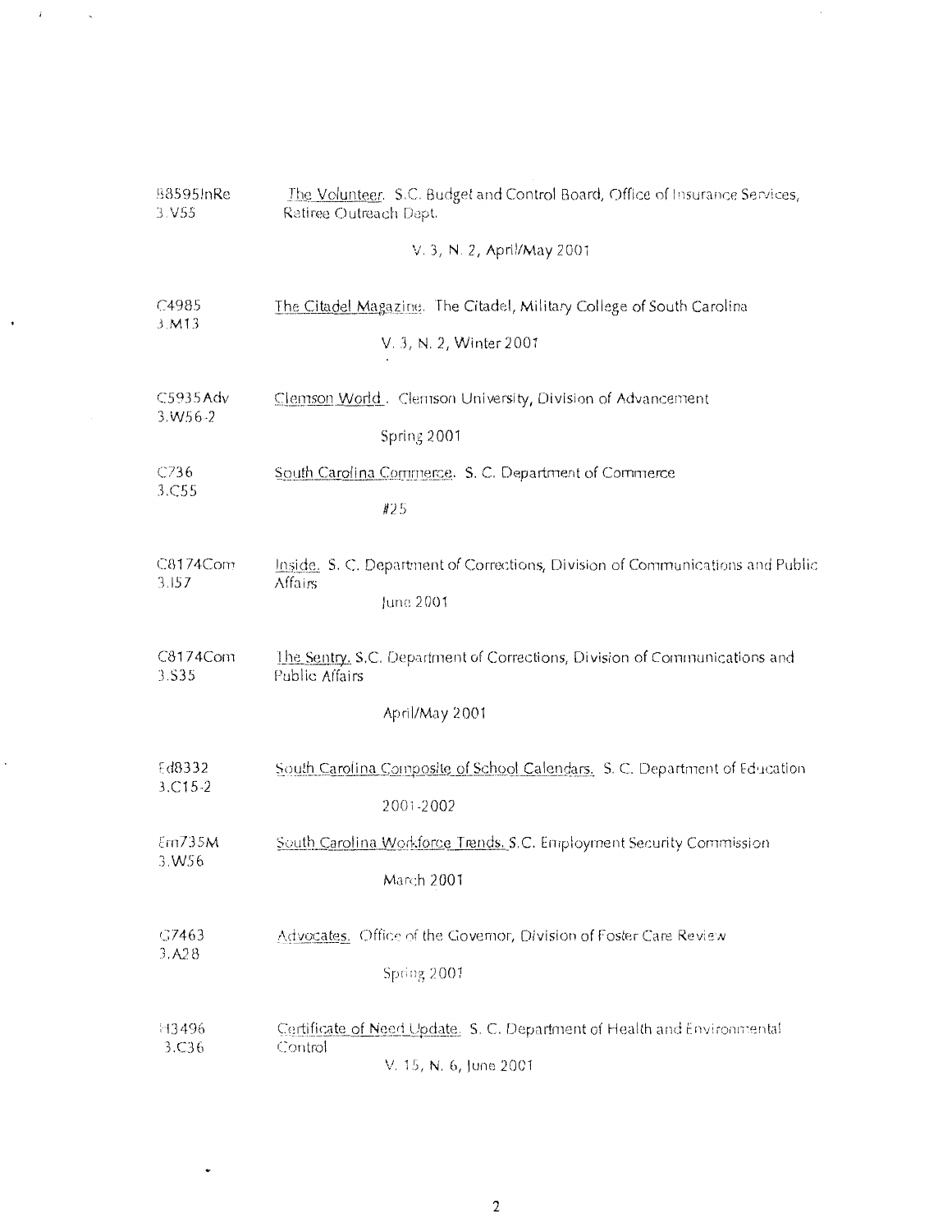B8595InRe
3.V55

The Volunteer. S.C. Budget and Control Board, Office of Insurance Services, Retiree Outreach Dept.

V. 3, N. 2, April/May 2001

C4985
3.M13

The Citadel Magazine. The Citadel, Military College of South Carolina

V. 3, N. 2, Winter 2001

C5935Adv
3.W56-2

Clemson World. Clemson University, Division of Advancement

Spring 2001

C736
3.C55

South Carolina Commerce. S. C. Department of Commerce

#25

C8174Com
3.I57

Inside. S. C. Department of Corrections, Division of Communications and Public Affairs

June 2001

C8174Com
3.S35

The Sentry. S.C. Department of Corrections, Division of Communications and Public Affairs

April/May 2001

Ed8332
3.C15-2

South Carolina Composite of School Calendars. S. C. Department of Education

2001-2002

Em735M
3.W56

South Carolina Workforce Trends. S.C. Employment Security Commission

March 2001

G7463
3.A28

Advocates. Office of the Governor, Division of Foster Care Review

Spring 2001

H3496
3.C36

Certificate of Need Update. S. C. Department of Health and Environmental Control

V. 15, N. 6, June 2001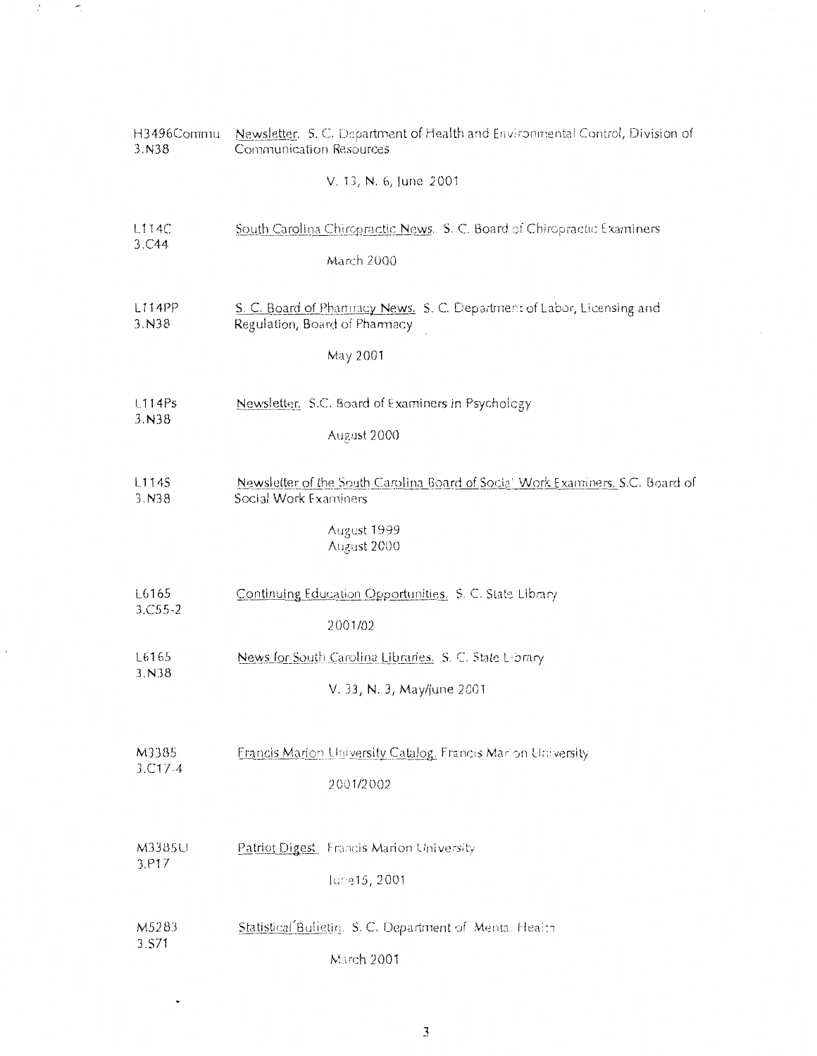| | |
|---|---|
| H3496Commu 3.N38 | Newsletter. S. C. Department of Health and Environmental Control, Division of Communication Resources<br><br>V. 13, N. 6, June 2001 |
| L114C 3.C44 | South Carolina Chiropractic News. S. C. Board of Chiropractic Examiners<br><br>March 2000 |
| L114PP 3.N38 | S. C. Board of Pharmacy News. S. C. Department of Labor, Licensing and Regulation, Board of Pharmacy<br><br>May 2001 |
| L114Ps 3.N38 | Newsletter. S.C. Board of Examiners in Psychology<br><br>August 2000 |
| L114S 3.N38 | Newsletter of the South Carolina Board of Social Work Examiners. S.C. Board of Social Work Examiners<br><br>August 1999<br>August 2000 |
| L6165 3.C55-2 | Continuing Education Opportunities. S. C. State Library<br><br>2001/02 |
| L6165 3.N38 | News for South Carolina Libraries. S. C. State Library<br><br>V. 33, N. 3, May/June 2001 |
| M3385 3.C17-4 | Francis Marion University Catalog. Francis Marion University<br><br>2001/2002 |
| M3385U 3.P17 | Patriot Digest. Francis Marion University<br><br>June15, 2001 |
| M5283 3.S71 | Statistical Bulletin. S. C. Department of Mental Health<br><br>March 2001 |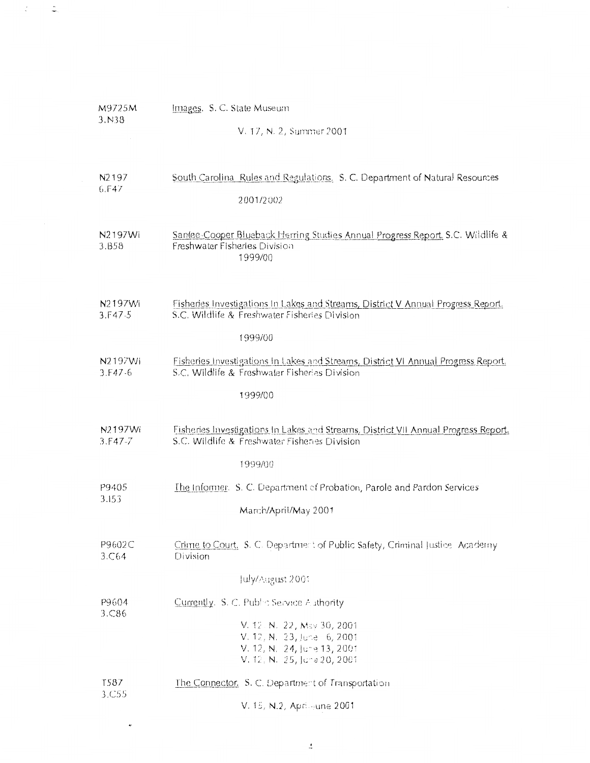| | |
|---|---|
| M9725M<br>3.N38 | Images. S. C. State Museum<br><br>V. 17, N. 2, Summer 2001 |
| N2197<br>6.F47 | South Carolina Rules and Regulations. S. C. Department of Natural Resources<br><br>2001/2002 |
| N2197Wi<br>3.B58 | Santee-Cooper Blueback Herring Studies Annual Progress Report. S.C. Wildlife & Freshwater Fisheries Division<br>1999/00 |
| N2197Wi<br>3.F47-5 | Fisheries Investigations In Lakes and Streams, District V Annual Progress Report. S.C. Wildlife & Freshwater Fisheries Division<br><br>1999/00 |
| N2197Wi<br>3.F47-6 | Fisheries Investigations In Lakes and Streams, District VI Annual Progress Report. S.C. Wildlife & Freshwater Fisheries Division<br><br>1999/00 |
| N2197Wi<br>3.F47-7 | Fisheries Investigations In Lakes and Streams, District VII Annual Progress Report. S.C. Wildlife & Freshwater Fisheries Division<br><br>1999/00 |
| P9405<br>3.I53 | The Informer. S. C. Department of Probation, Parole and Pardon Services<br><br>March/April/May 2001 |
| P9602C<br>3.C64 | Crime to Court. S. C. Department of Public Safety, Criminal Justice Academy Division<br><br>July/August 2001 |
| P9604<br>3.C86 | Currently. S. C. Public Service Authority<br><br>V. 12, N. 22, May 30, 2001<br>V. 12, N. 23, June 6, 2001<br>V. 12, N. 24, June 13, 2001<br>V. 12, N. 25, June 20, 2001 |
| T587<br>3.C55 | The Connector. S. C. Department of Transportation<br><br>V. 15, N.2, April-June 2001 |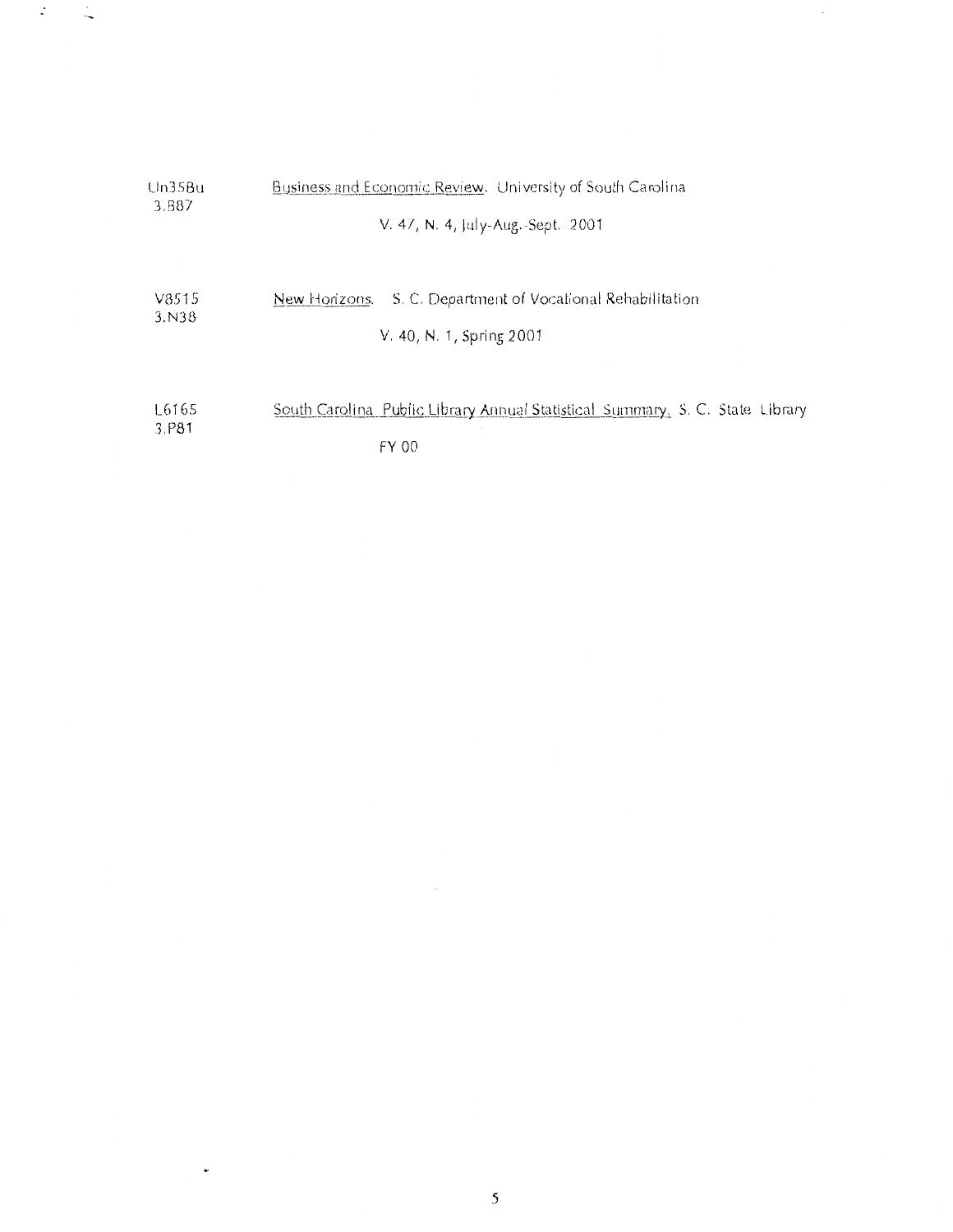Un35Bu
3.B87

Business and Economic Review. University of South Carolina

V. 47, N. 4, July-Aug.-Sept. 2001

V8515
3.N38

New Horizons. S. C. Department of Vocational Rehabilitation

V. 40, N. 1, Spring 2001

L6165
3.P81

South Carolina Public Library Annual Statistical Summary. S. C. State Library

FY 00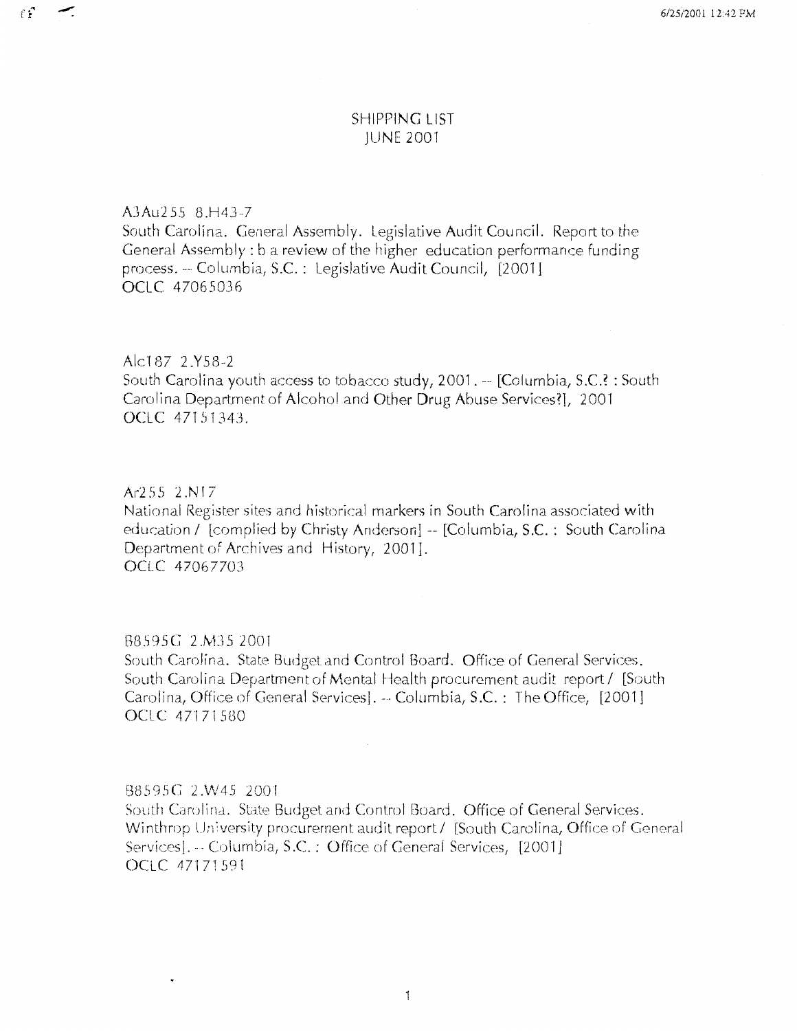# SHIPPING LIST
## JUNE 2001

A3Au255 8.H43-7
South Carolina. General Assembly. Legislative Audit Council. Report to the General Assembly : b a review of the higher education performance funding process. -- Columbia, S.C. : Legislative Audit Council, [2001]
OCLC 47065036

Alc187 2.Y58-2
South Carolina youth access to tobacco study, 2001. -- [Columbia, S.C.? : South Carolina Department of Alcohol and Other Drug Abuse Services?], 2001
OCLC 47151343.

Ar255 2.N17
National Register sites and historical markers in South Carolina associated with education / [complied by Christy Anderson] -- [Columbia, S.C. : South Carolina Department of Archives and History, 2001].
OCLC 47067703

B8595G 2.M35 2001
South Carolina. State Budget and Control Board. Office of General Services. South Carolina Department of Mental Health procurement audit report / [South Carolina, Office of General Services]. -- Columbia, S.C. : The Office, [2001]
OCLC 47171580

B8595G 2.W45 2001
South Carolina. State Budget and Control Board. Office of General Services. Winthrop University procurement audit report / [South Carolina, Office of General Services]. -- Columbia, S.C. : Office of General Services, [2001]
OCLC 47171591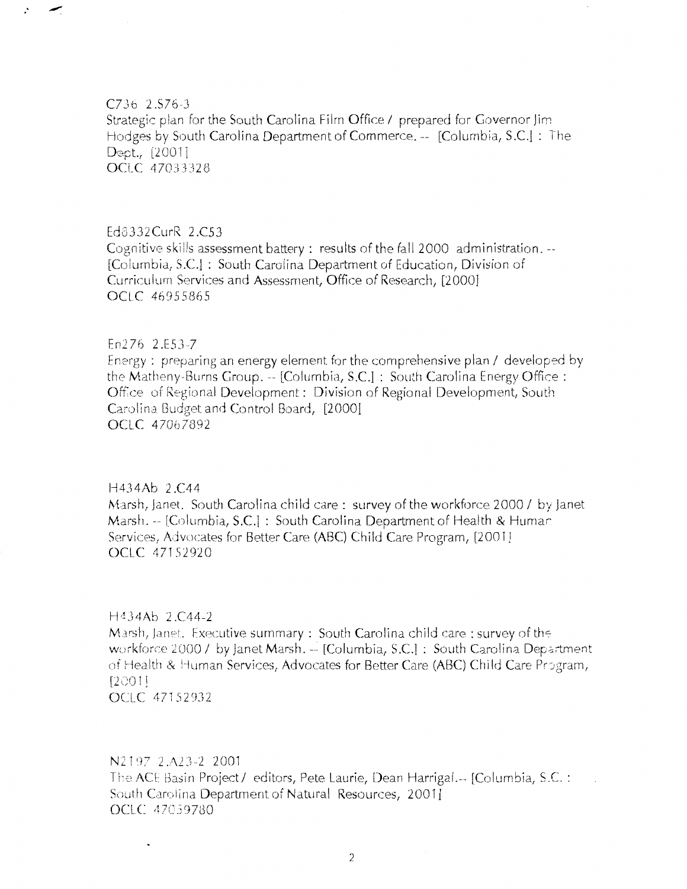C736 2.S76-3
Strategic plan for the South Carolina Film Office / prepared for Governor Jim Hodges by South Carolina Department of Commerce. -- [Columbia, S.C.] : The Dept., [2001]
OCLC 47033328

Ed8332CurR 2.C53
Cognitive skills assessment battery : results of the fall 2000 administration. -- [Columbia, S.C.] : South Carolina Department of Education, Division of Curriculum Services and Assessment, Office of Research, [2000]
OCLC 46955865

En276 2.E53-7
Energy : preparing an energy element for the comprehensive plan / developed by the Matheny-Burns Group. -- [Columbia, S.C.] : South Carolina Energy Office : Office of Regional Development : Division of Regional Development, South Carolina Budget and Control Board, [2000]
OCLC 47067892

H434Ab 2.C44
Marsh, Janet. South Carolina child care : survey of the workforce 2000 / by Janet Marsh. -- [Columbia, S.C.] : South Carolina Department of Health & Human Services, Advocates for Better Care (ABC) Child Care Program, [2001]
OCLC 47152920

H434Ab 2.C44-2
Marsh, Janet. Executive summary : South Carolina child care : survey of the workforce 2000 / by Janet Marsh. -- [Columbia, S.C.] : South Carolina Department of Health & Human Services, Advocates for Better Care (ABC) Child Care Program, [2001]
OCLC 47152932

N2197 2.A23-2 2001
The ACE Basin Project / editors, Pete Laurie, Dean Harrigal.-- [Columbia, S.C. : South Carolina Department of Natural Resources, 2001]
OCLC 47059780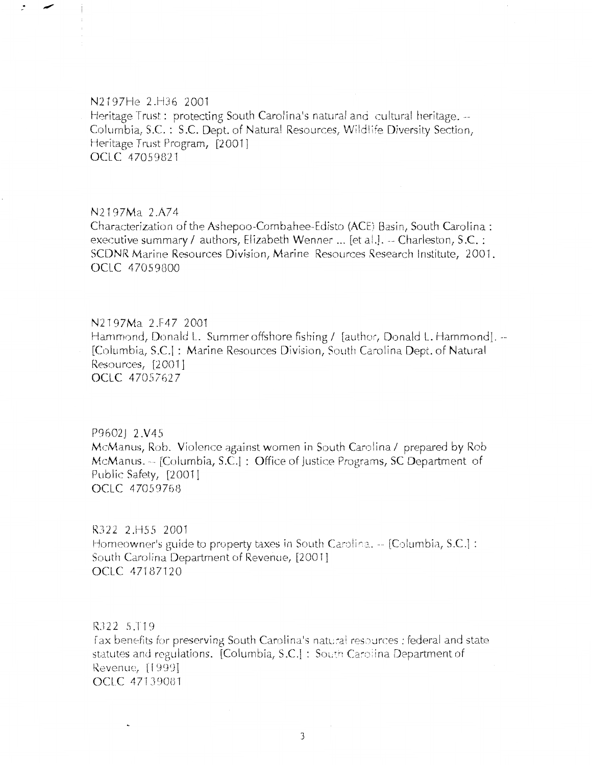N2197He 2.H36 2001
Heritage Trust : protecting South Carolina's natural and cultural heritage. -- Columbia, S.C. : S.C. Dept. of Natural Resources, Wildlife Diversity Section, Heritage Trust Program, [2001]
OCLC 47059821

N2197Ma 2.A74
Characterization of the Ashepoo-Combahee-Edisto (ACE) Basin, South Carolina : executive summary / authors, Elizabeth Wenner ... [et al.]. -- Charleston, S.C. : SCDNR Marine Resources Division, Marine Resources Research Institute, 2001.
OCLC 47059800

N2197Ma 2.F47 2001
Hammond, Donald L. Summer offshore fishing / [author, Donald L. Hammond]. -- [Columbia, S.C.] : Marine Resources Division, South Carolina Dept. of Natural Resources, [2001]
OCLC 47057627

P9602J 2.V45
McManus, Rob. Violence against women in South Carolina / prepared by Rob McManus. -- [Columbia, S.C.] : Office of Justice Programs, SC Department of Public Safety, [2001]
OCLC 47059768

R322 2.H55 2001
Homeowner's guide to property taxes in South Carolina. -- [Columbia, S.C.] : South Carolina Department of Revenue, [2001]
OCLC 47187120

R322 5.T19
Tax benefits for preserving South Carolina's natural resources : federal and state statutes and regulations. [Columbia, S.C.] : South Carolina Department of Revenue, [1999]
OCLC 47139081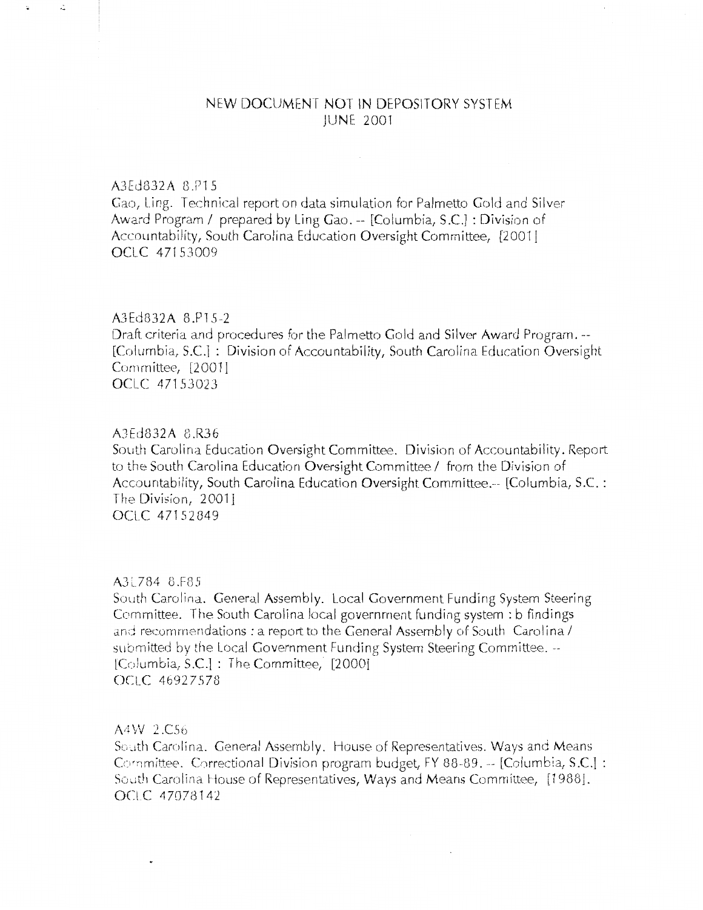NEW DOCUMENT NOT IN DEPOSITORY SYSTEM
JUNE 2001

A3Ed832A 8.P15
Gao, Ling. Technical report on data simulation for Palmetto Gold and Silver Award Program / prepared by Ling Gao. -- [Columbia, S.C.] : Division of Accountability, South Carolina Education Oversight Committee, [2001]
OCLC 47153009

A3Ed832A 8.P15-2
Draft criteria and procedures for the Palmetto Gold and Silver Award Program. -- [Columbia, S.C.] : Division of Accountability, South Carolina Education Oversight Committee, [2001]
OCLC 47153023

A3Ed832A 8.R36
South Carolina Education Oversight Committee. Division of Accountability. Report to the South Carolina Education Oversight Committee / from the Division of Accountability, South Carolina Education Oversight Committee.-- [Columbia, S.C. : The Division, 2001]
OCLC 47152849

A3L784 8.F85
South Carolina. General Assembly. Local Government Funding System Steering Committee. The South Carolina local government funding system : b findings and recommendations : a report to the General Assembly of South Carolina / submitted by the Local Government Funding System Steering Committee. -- [Columbia, S.C.] : The Committee, [2000]
OCLC 46927578

A4W 2.C56
South Carolina. General Assembly. House of Representatives. Ways and Means Committee. Correctional Division program budget, FY 88-89. -- [Columbia, S.C.] : South Carolina House of Representatives, Ways and Means Committee, [1988].
OCLC 47078142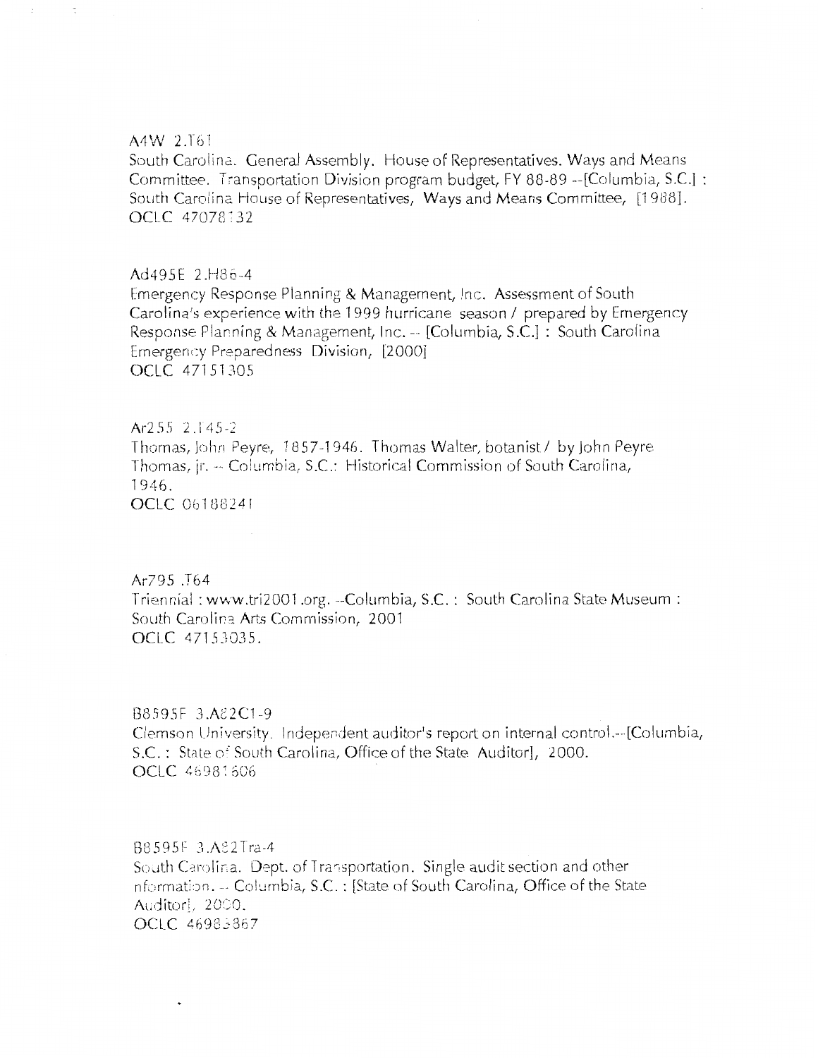A4W 2.T61
South Carolina. General Assembly. House of Representatives. Ways and Means Committee. Transportation Division program budget, FY 88-89 --[Columbia, S.C.] : South Carolina House of Representatives, Ways and Means Committee, [1988].
OCLC 47078132

Ad495E 2.H86-4
Emergency Response Planning & Management, Inc. Assessment of South Carolina's experience with the 1999 hurricane season / prepared by Emergency Response Planning & Management, Inc. -- [Columbia, S.C.] : South Carolina Emergency Preparedness Division, [2000]
OCLC 47151305

Ar255 2.T45-2
Thomas, John Peyre, 1857-1946. Thomas Walter, botanist / by John Peyre Thomas, jr. -- Columbia, S.C.: Historical Commission of South Carolina, 1946.
OCLC 06188241

Ar795 .T64
Triennial : www.tri2001.org. --Columbia, S.C. : South Carolina State Museum : South Carolina Arts Commission, 2001
OCLC 47153035.

B8595F 3.A82C1-9
Clemson University. Independent auditor's report on internal control.--[Columbia, S.C. : State of South Carolina, Office of the State Auditor], 2000.
OCLC 46981606

B8595F 3.A82Tra-4
South Carolina. Dept. of Transportation. Single audit section and other nformation. -- Columbia, S.C. : [State of South Carolina, Office of the State Auditor], 2000.
OCLC 46983867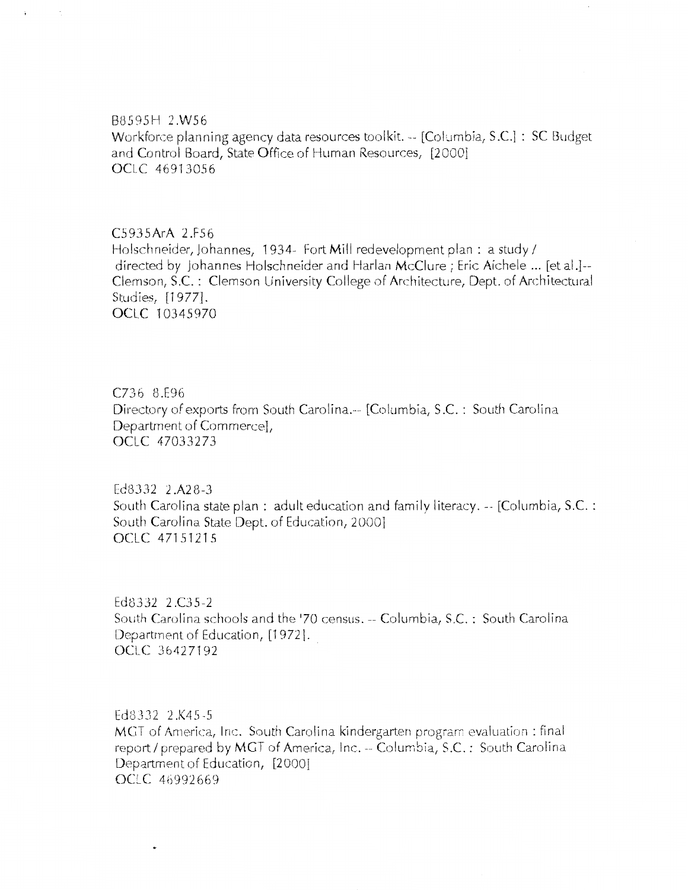B8595H 2.W56
Workforce planning agency data resources toolkit. -- [Columbia, S.C.] : SC Budget and Control Board, State Office of Human Resources, [2000]
OCLC 46913056

C5935ArA 2.F56
Holschneider, Johannes, 1934- Fort Mill redevelopment plan : a study / directed by Johannes Holschneider and Harlan McClure ; Eric Aichele ... [et al.]-- Clemson, S.C. : Clemson University College of Architecture, Dept. of Architectural Studies, [1977].
OCLC 10345970

C736 8.E96
Directory of exports from South Carolina.-- [Columbia, S.C. : South Carolina Department of Commerce],
OCLC 47033273

Ed8332 2.A28-3
South Carolina state plan : adult education and family literacy. -- [Columbia, S.C. : South Carolina State Dept. of Education, 2000]
OCLC 47151215

Ed8332 2.C35-2
South Carolina schools and the '70 census. -- Columbia, S.C. : South Carolina Department of Education, [1972].
OCLC 36427192

Ed8332 2.K45-5
MGT of America, Inc. South Carolina kindergarten program evaluation : final report / prepared by MGT of America, Inc. -- Columbia, S.C. : South Carolina Department of Education, [2000]
OCLC 46992669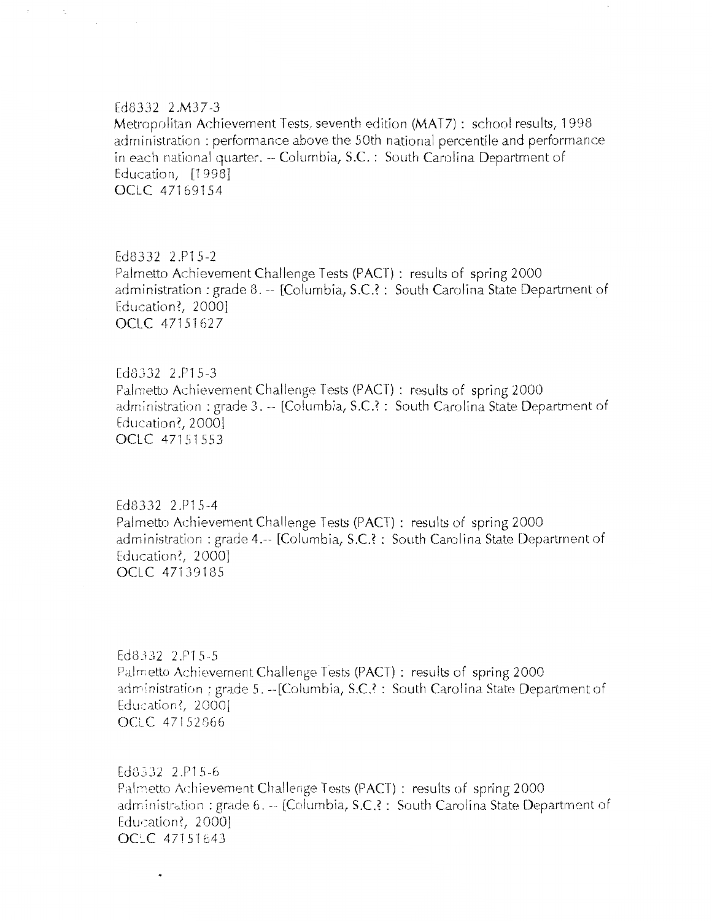Ed8332 2.M37-3
Metropolitan Achievement Tests, seventh edition (MAT7) : school results, 1998 administration : performance above the 50th national percentile and performance in each national quarter. -- Columbia, S.C. : South Carolina Department of Education, [1998]
OCLC 47169154

Ed8332 2.P15-2
Palmetto Achievement Challenge Tests (PACT) : results of spring 2000 administration : grade 8. -- [Columbia, S.C.? : South Carolina State Department of Education?, 2000]
OCLC 47151627

Ed8332 2.P15-3
Palmetto Achievement Challenge Tests (PACT) : results of spring 2000 administration : grade 3. -- [Columbia, S.C.? : South Carolina State Department of Education?, 2000]
OCLC 47151553

Ed8332 2.P15-4
Palmetto Achievement Challenge Tests (PACT) : results of spring 2000 administration : grade 4.-- [Columbia, S.C.? : South Carolina State Department of Education?, 2000]
OCLC 47139185

Ed8332 2.P15-5
Palmetto Achievement Challenge Tests (PACT) : results of spring 2000 administration ; grade 5. --[Columbia, S.C.? : South Carolina State Department of Education?, 2000]
OCLC 47152866

Ed8332 2.P15-6
Palmetto Achievement Challenge Tests (PACT) : results of spring 2000 administration : grade 6. -- [Columbia, S.C.? : South Carolina State Department of Education?, 2000]
OCLC 47151643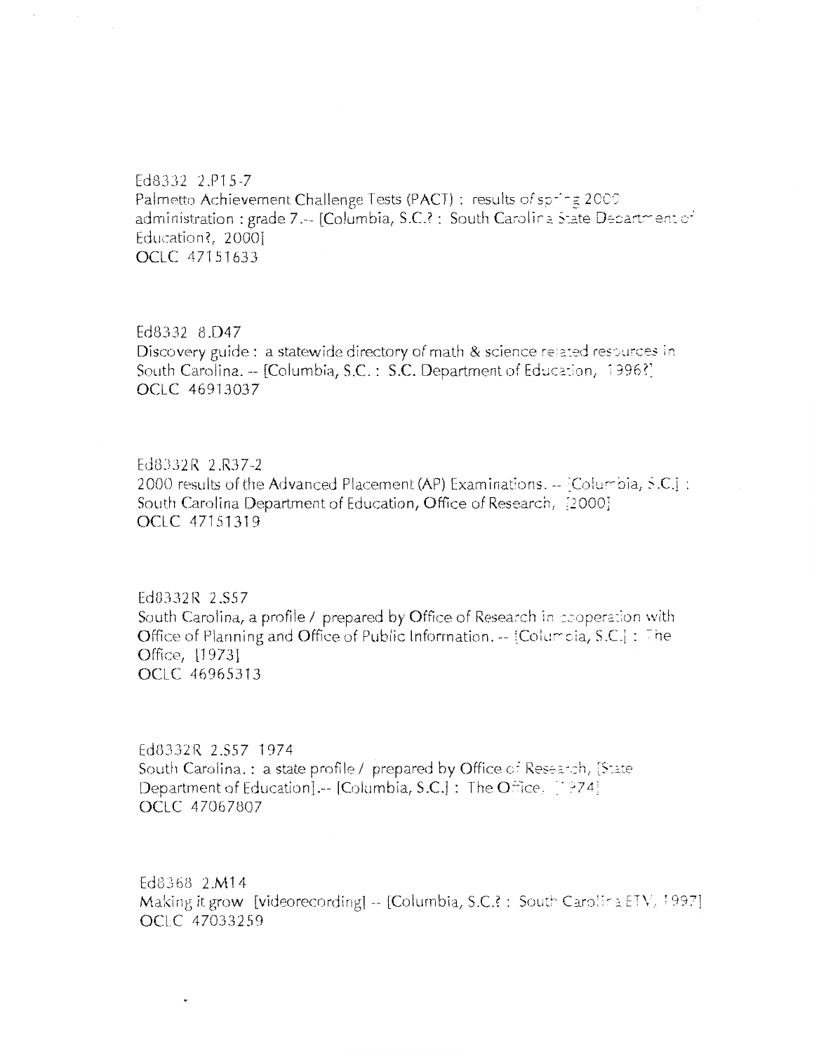Ed8332 2.P15-7
Palmetto Achievement Challenge Tests (PACT) : results of spring 2000 administration : grade 7.-- [Columbia, S.C.? : South Carolina State Department of Education?, 2000]
OCLC 47151633

Ed8332 8.D47
Discovery guide : a statewide directory of math & science related resources in South Carolina. -- [Columbia, S.C. : S.C. Department of Education, 1996?]
OCLC 46913037

Ed8332R 2.R37-2
2000 results of the Advanced Placement (AP) Examinations. -- [Columbia, S.C.] : South Carolina Department of Education, Office of Research, [2000]
OCLC 47151319

Ed8332R 2.S57
South Carolina, a profile / prepared by Office of Research in cooperation with Office of Planning and Office of Public Information. -- [Columbia, S.C.] : The Office, [1973]
OCLC 46965313

Ed8332R 2.S57 1974
South Carolina. : a state profile / prepared by Office of Research, [State Department of Education].-- [Columbia, S.C.] : The Office, [1974]
OCLC 47067807

Ed8368 2.M14
Making it grow [videorecording] -- [Columbia, S.C.? : South Carolina ETV, 1997]
OCLC 47033259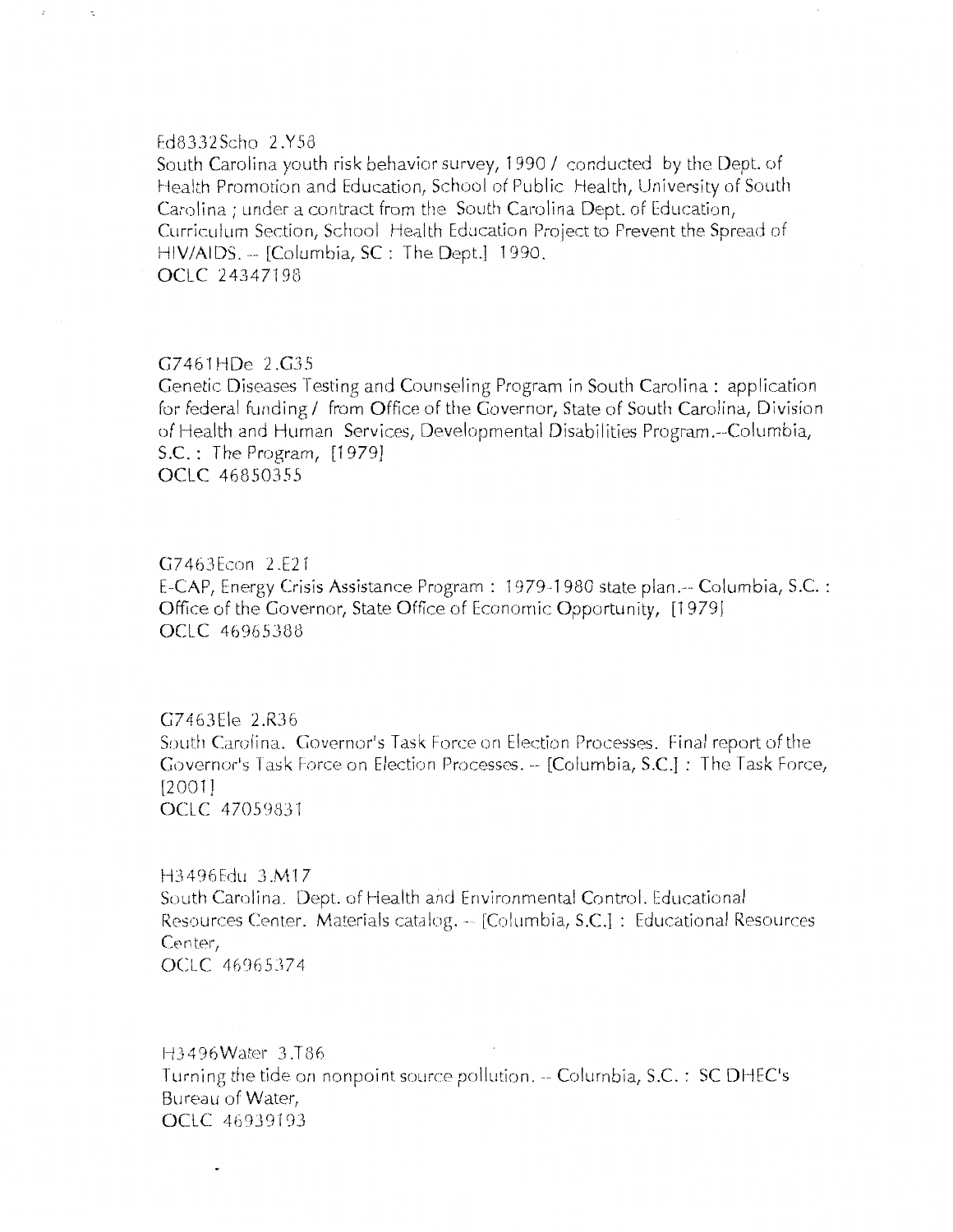Ed8332Scho 2.Y58
South Carolina youth risk behavior survey, 1990 / conducted by the Dept. of Health Promotion and Education, School of Public Health, University of South Carolina ; under a contract from the South Carolina Dept. of Education, Curriculum Section, School Health Education Project to Prevent the Spread of HIV/AIDS. -- [Columbia, SC : The Dept.] 1990.
OCLC 24347198

G7461HDe 2.G35
Genetic Diseases Testing and Counseling Program in South Carolina : application for federal funding / from Office of the Governor, State of South Carolina, Division of Health and Human Services, Developmental Disabilities Program.--Columbia, S.C. : The Program, [1979]
OCLC 46850355

G7463Econ 2.E21
E-CAP, Energy Crisis Assistance Program : 1979-1980 state plan.-- Columbia, S.C. : Office of the Governor, State Office of Economic Opportunity, [1979]
OCLC 46965388

G7463Ele 2.R36
South Carolina. Governor's Task Force on Election Processes. Final report of the Governor's Task Force on Election Processes. -- [Columbia, S.C.] : The Task Force, [2001]
OCLC 47059831

H3496Edu 3.M17
South Carolina. Dept. of Health and Environmental Control. Educational Resources Center. Materials catalog. -- [Columbia, S.C.] : Educational Resources Center,
OCLC 46965374

H3496Water 3.T86
Turning the tide on nonpoint source pollution. -- Columbia, S.C. : SC DHEC's Bureau of Water,
OCLC 46939193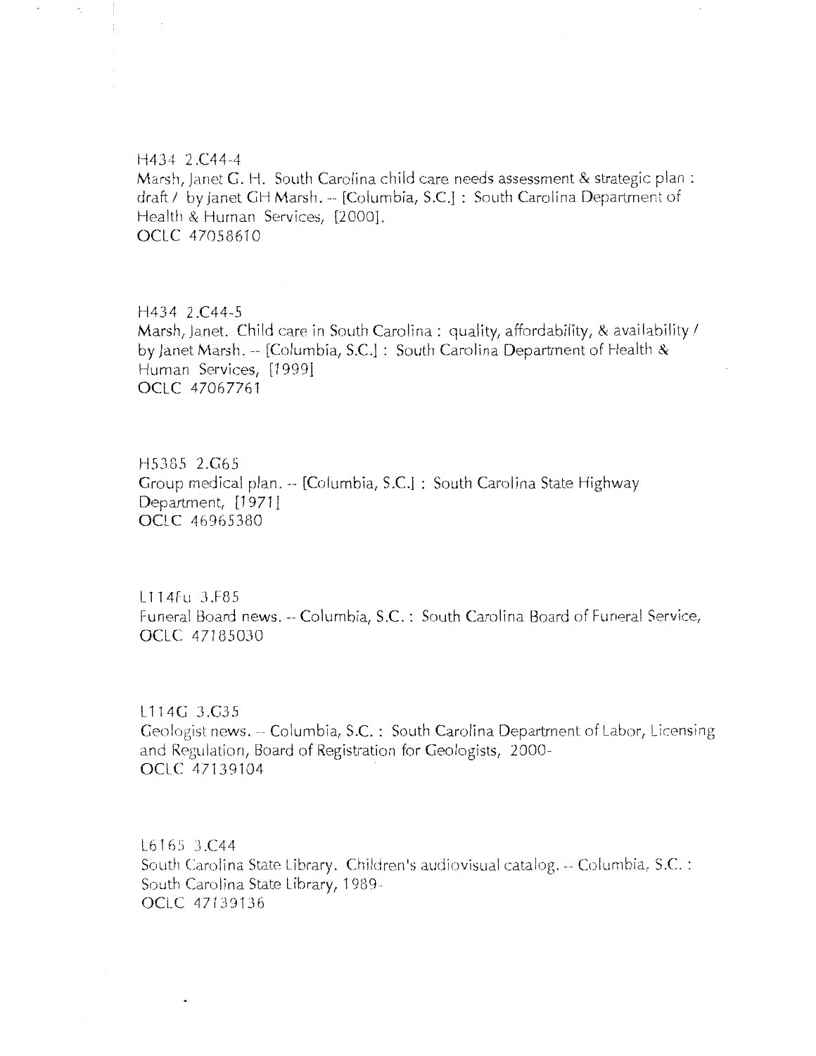H434 2.C44-4
Marsh, Janet G. H. South Carolina child care needs assessment & strategic plan : draft / by Janet GH Marsh. -- [Columbia, S.C.] : South Carolina Department of Health & Human Services, [2000].
OCLC 47058610

H434 2.C44-5
Marsh, Janet. Child care in South Carolina : quality, affordability, & availability / by Janet Marsh. -- [Columbia, S.C.] : South Carolina Department of Health & Human Services, [1999]
OCLC 47067761

H5385 2.G65
Group medical plan. -- [Columbia, S.C.] : South Carolina State Highway Department, [1971]
OCLC 46965380

L114Fu 3.F85
Funeral Board news. -- Columbia, S.C. : South Carolina Board of Funeral Service,
OCLC 47185030

L114G 3.G35
Geologist news. -- Columbia, S.C. : South Carolina Department of Labor, Licensing and Regulation, Board of Registration for Geologists, 2000-
OCLC 47139104

L6165 3.C44
South Carolina State Library. Children's audiovisual catalog. -- Columbia, S.C. : South Carolina State Library, 1989-
OCLC 47139136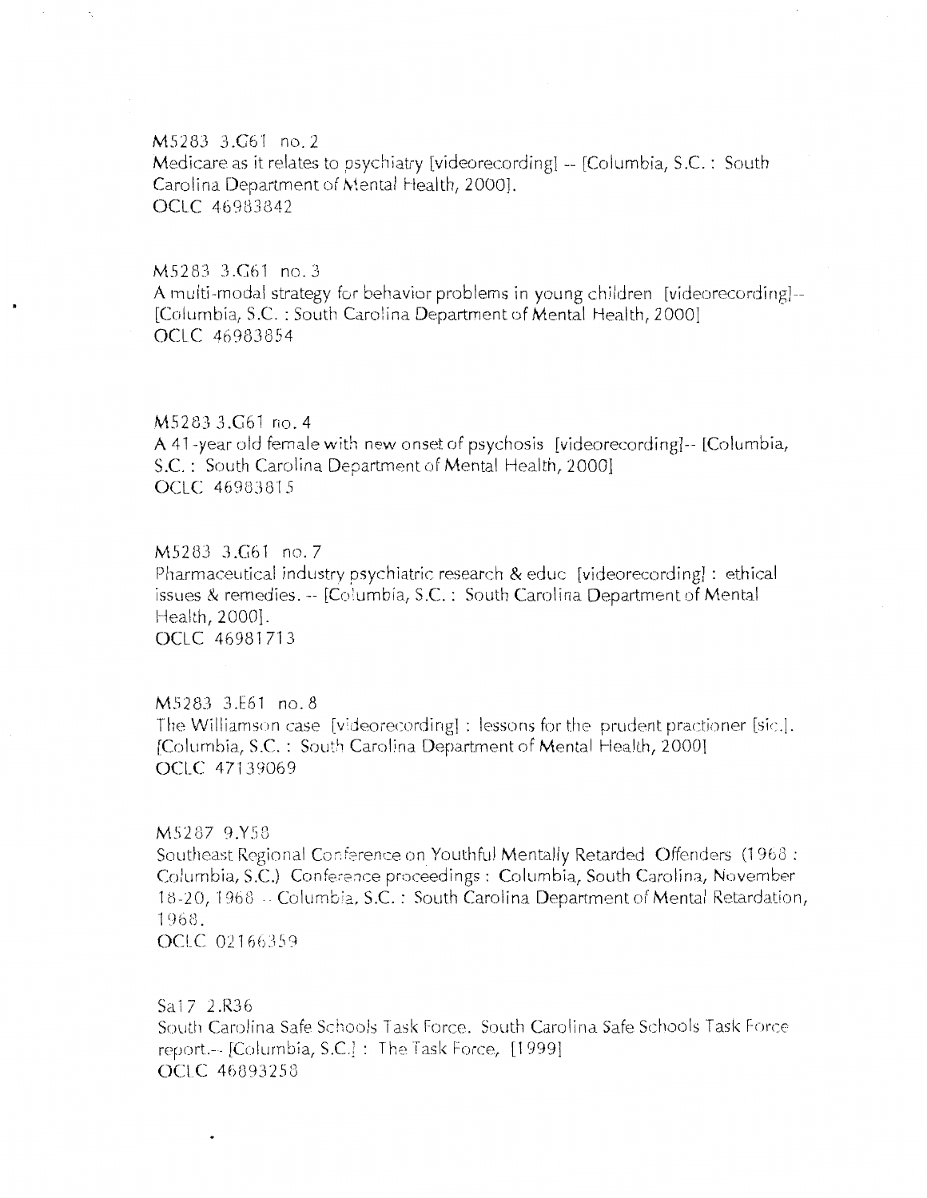M5283 3.G61 no. 2
Medicare as it relates to psychiatry [videorecording] -- [Columbia, S.C. : South Carolina Department of Mental Health, 2000].
OCLC 46983842

M5283 3.G61 no. 3
A multi-modal strategy for behavior problems in young children [videorecording]-- [Columbia, S.C. : South Carolina Department of Mental Health, 2000]
OCLC 46983854

M5283 3.G61 no. 4
A 41-year old female with new onset of psychosis [videorecording]-- [Columbia, S.C. : South Carolina Department of Mental Health, 2000]
OCLC 46983815

M5283 3.G61 no. 7
Pharmaceutical industry psychiatric research & educ [videorecording] : ethical issues & remedies. -- [Columbia, S.C. : South Carolina Department of Mental Health, 2000].
OCLC 46981713

M5283 3.E61 no. 8
The Williamson case [videorecording] : lessons for the prudent practioner [sic.]. [Columbia, S.C. : South Carolina Department of Mental Health, 2000]
OCLC 47139069

M5287 9.Y58
Southeast Regional Conference on Youthful Mentally Retarded Offenders (1968 : Columbia, S.C.) Conference proceedings : Columbia, South Carolina, November 18-20, 1968 -- Columbia, S.C. : South Carolina Department of Mental Retardation, 1968.
OCLC 02166359

Sa17 2.R36
South Carolina Safe Schools Task Force. South Carolina Safe Schools Task Force report.-- [Columbia, S.C.] : The Task Force, [1999]
OCLC 46893258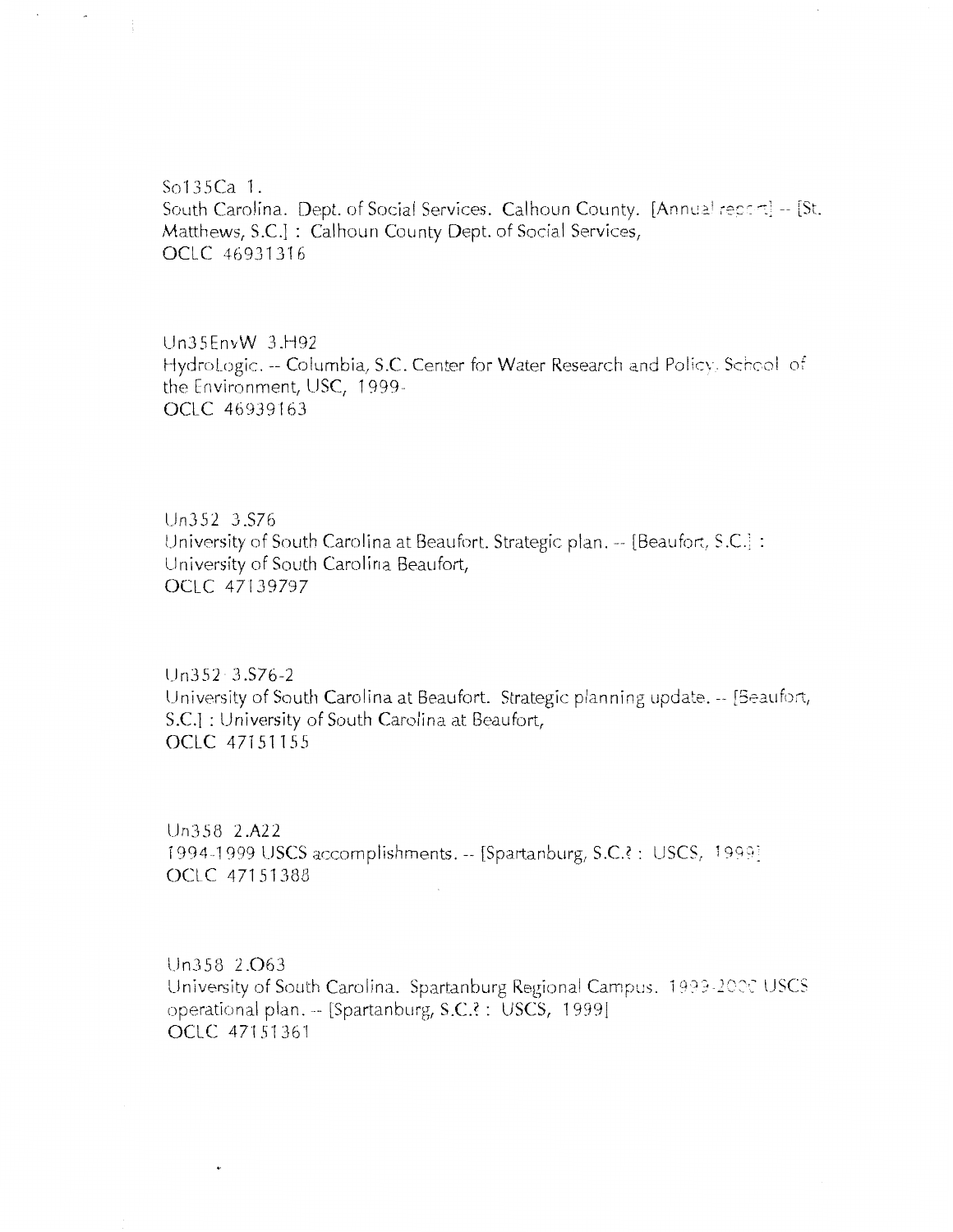So135Ca 1.
South Carolina. Dept. of Social Services. Calhoun County. [Annual report] -- [St. Matthews, S.C.] : Calhoun County Dept. of Social Services,
OCLC 46931316

Un35EnvW 3.H92
HydroLogic. -- Columbia, S.C. Center for Water Research and Policy, School of the Environment, USC, 1999-
OCLC 46939163

Un352 3.S76
University of South Carolina at Beaufort. Strategic plan. -- [Beaufort, S.C.] : University of South Carolina Beaufort,
OCLC 47139797

Un352 3.S76-2
University of South Carolina at Beaufort. Strategic planning update. -- [Beaufort, S.C.] : University of South Carolina at Beaufort,
OCLC 47151155

Un358 2.A22
1994-1999 USCS accomplishments. -- [Spartanburg, S.C.? : USCS, 1999]
OCLC 47151388

Un358 2.O63
University of South Carolina. Spartanburg Regional Campus. 1999-2000 USCS operational plan. -- [Spartanburg, S.C.? : USCS, 1999]
OCLC 47151361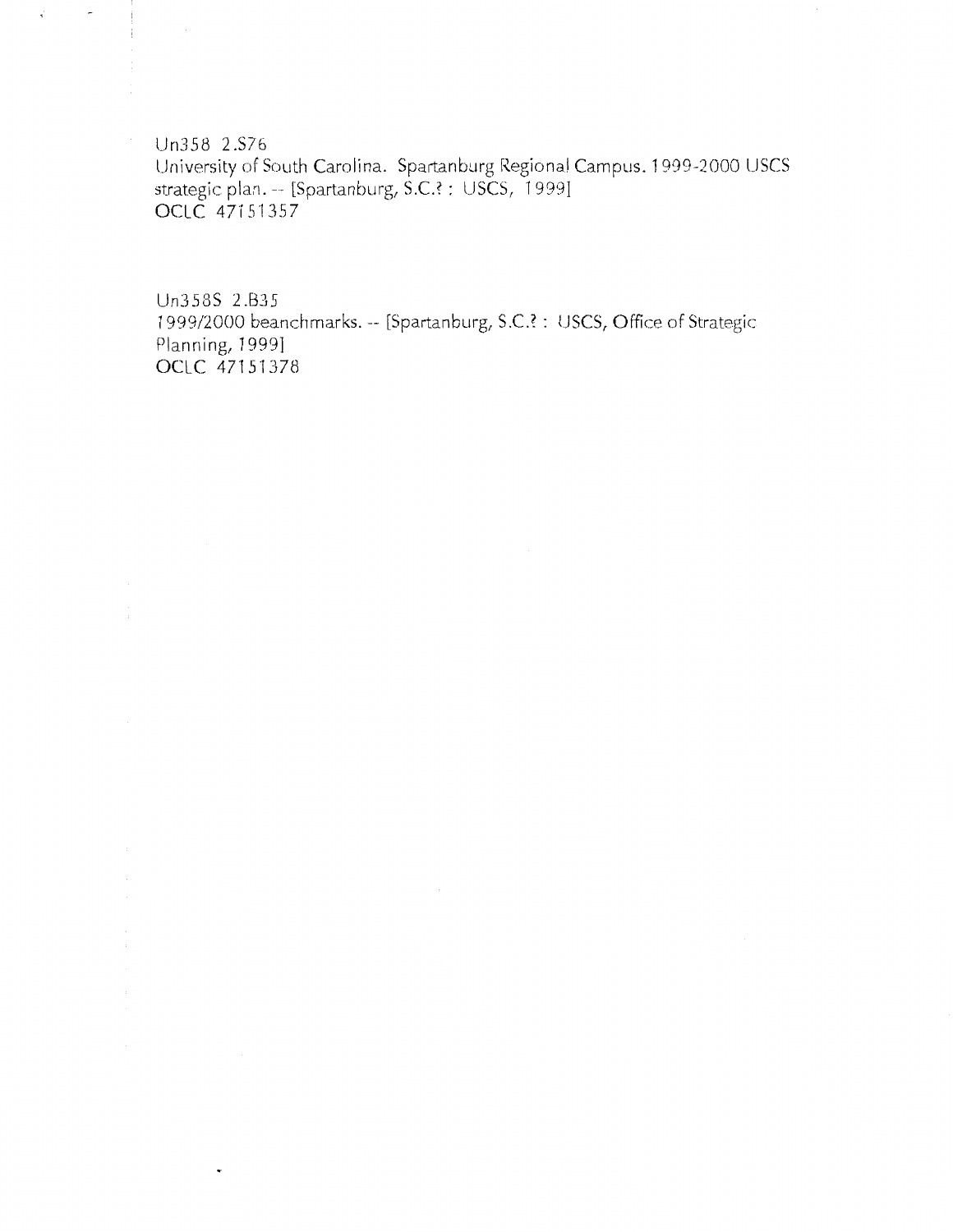Un358 2.S76
University of South Carolina. Spartanburg Regional Campus. 1999-2000 USCS strategic plan. -- [Spartanburg, S.C.? : USCS, 1999]
OCLC 47151357

Un358S 2.B35
1999/2000 beanchmarks. -- [Spartanburg, S.C.? : USCS, Office of Strategic Planning, 1999]
OCLC 47151378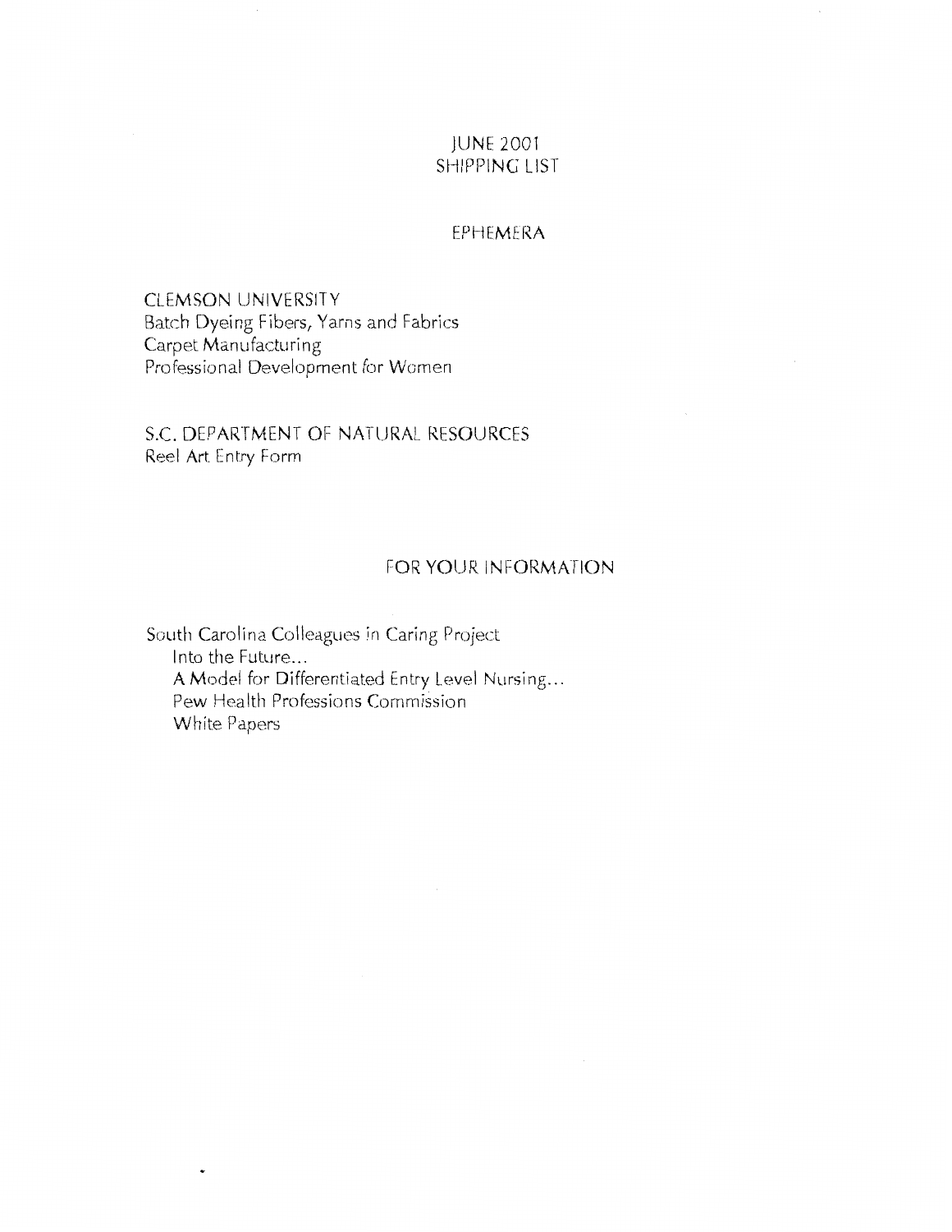# JUNE 2001
# SHIPPING LIST

## EPHEMERA

CLEMSON UNIVERSITY
Batch Dyeing Fibers, Yarns and Fabrics
Carpet Manufacturing
Professional Development for Women

S.C. DEPARTMENT OF NATURAL RESOURCES
Reel Art Entry Form

## FOR YOUR INFORMATION

South Carolina Colleagues in Caring Project
- Into the Future...
- A Model for Differentiated Entry Level Nursing...
- Pew Health Professions Commission
- White Papers